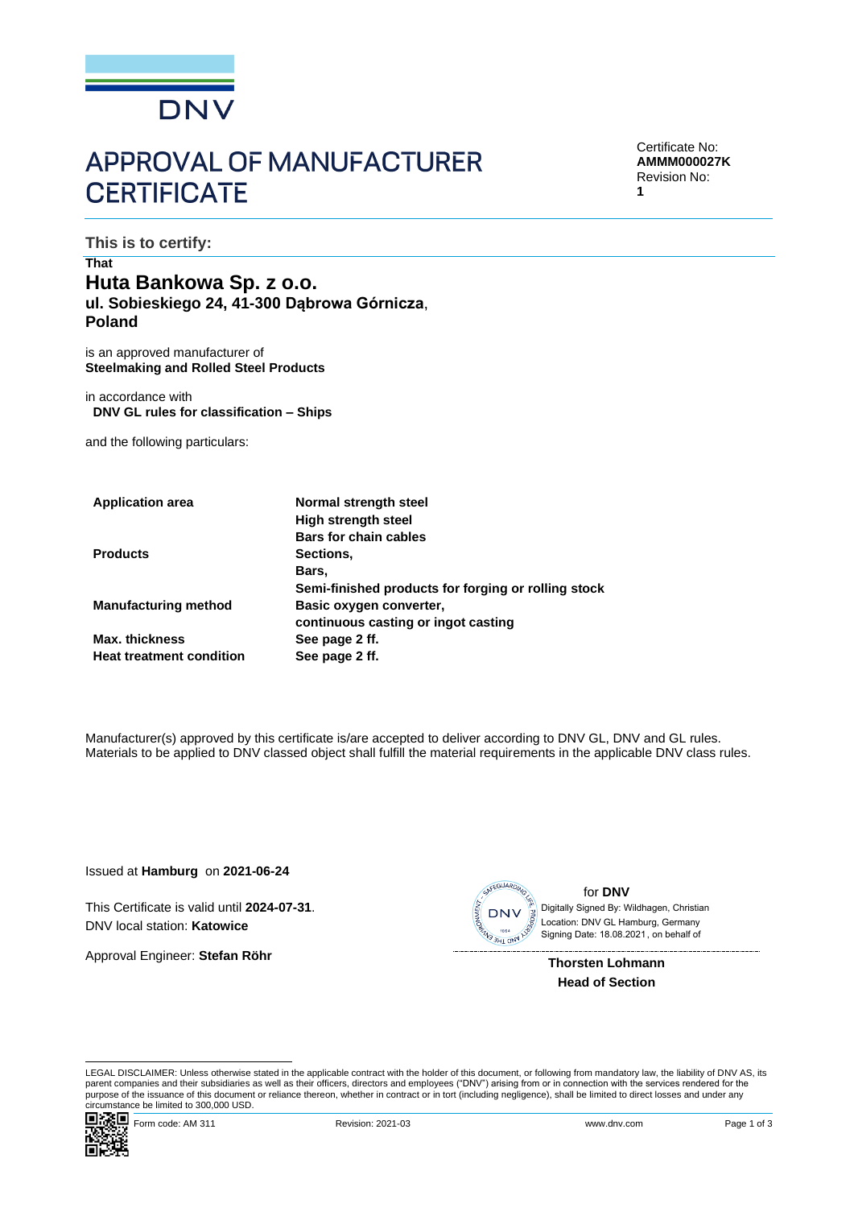DNV

# APPROVAL OF MANUFACTURER CERTIFICATE

Certificate No:
**AMMM000027K**
Revision No:
**1**

**This is to certify:**

**That**

## Huta Bankowa Sp. z o.o.
**ul. Sobieskiego 24, 41-300 Dąbrowa Górnicza**,
**Poland**

is an approved manufacturer of
**Steelmaking and Rolled Steel Products**

in accordance with
**DNV GL rules for classification – Ships**

and the following particulars:

| | |
|---|---|
| **Application area** | **Normal strength steel**<br>**High strength steel**<br>**Bars for chain cables** |
| **Products** | **Sections,**<br>**Bars,**<br>**Semi-finished products for forging or rolling stock** |
| **Manufacturing method** | **Basic oxygen converter,**<br>**continuous casting or ingot casting** |
| **Max. thickness** | **See page 2 ff.** |
| **Heat treatment condition** | **See page 2 ff.** |

Manufacturer(s) approved by this certificate is/are accepted to deliver according to DNV GL, DNV and GL rules. Materials to be applied to DNV classed object shall fulfill the material requirements in the applicable DNV class rules.

Issued at **Hamburg** on **2021-06-24**

This Certificate is valid until **2024-07-31**.
DNV local station: **Katowice**

Approval Engineer: **Stefan Röhr**

for **DNV**
Digitally Signed By: Wildhagen, Christian
Location: DNV GL Hamburg, Germany
Signing Date: 18.08.2021 , on behalf of

**Thorsten Lohmann**
**Head of Section**

LEGAL DISCLAIMER: Unless otherwise stated in the applicable contract with the holder of this document, or following from mandatory law, the liability of DNV AS, its parent companies and their subsidiaries as well as their officers, directors and employees ("DNV") arising from or in connection with the services rendered for the purpose of the issuance of this document or reliance thereon, whether in contract or in tort (including negligence), shall be limited to direct losses and under any circumstance be limited to 300,000 USD.

Form code: AM 311 Revision: 2021-03 www.dnv.com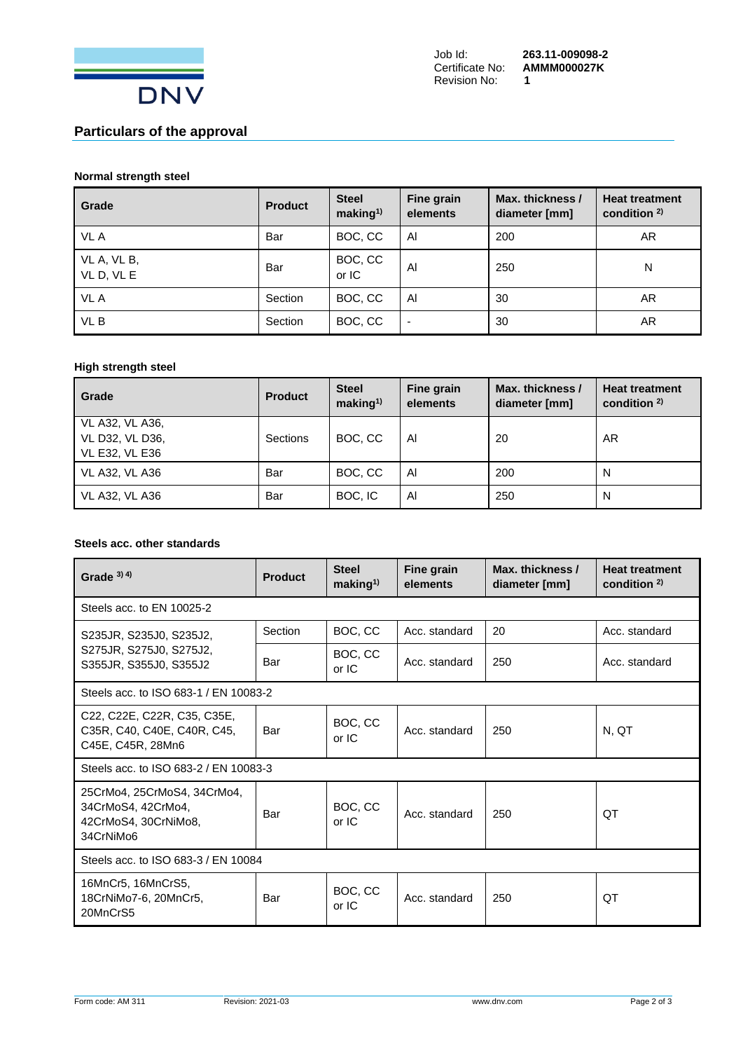Job Id: **263.11-009098-2**
Certificate No: **AMMM000027K**
Revision No: **1**

## Particulars of the approval

### Normal strength steel

| Grade | Product | Steel making[1)] | Fine grain elements | Max. thickness / diameter [mm] | Heat treatment condition [2)] |
|---|---|---|---|---|---|
| VL A | Bar | BOC, CC | Al | 200 | AR |
| VL A, VL B, VL D, VL E | Bar | BOC, CC or IC | Al | 250 | N |
| VL A | Section | BOC, CC | Al | 30 | AR |
| VL B | Section | BOC, CC | - | 30 | AR |

### High strength steel

| Grade | Product | Steel making[1)] | Fine grain elements | Max. thickness / diameter [mm] | Heat treatment condition [2)] |
|---|---|---|---|---|---|
| VL A32, VL A36, VL D32, VL D36, VL E32, VL E36 | Sections | BOC, CC | Al | 20 | AR |
| VL A32, VL A36 | Bar | BOC, CC | Al | 200 | N |
| VL A32, VL A36 | Bar | BOC, IC | Al | 250 | N |

### Steels acc. other standards

| Grade [3) 4)] | Product | Steel making[1)] | Fine grain elements | Max. thickness / diameter [mm] | Heat treatment condition [2)] |
|---|---|---|---|---|---|
| Steels acc. to EN 10025-2 | | | | | |
| S235JR, S235J0, S235J2, S275JR, S275J0, S275J2, S355JR, S355J0, S355J2 | Section | BOC, CC | Acc. standard | 20 | Acc. standard |
| | Bar | BOC, CC or IC | Acc. standard | 250 | Acc. standard |
| Steels acc. to ISO 683-1 / EN 10083-2 | | | | | |
| C22, C22E, C22R, C35, C35E, C35R, C40, C40E, C40R, C45, C45E, C45R, 28Mn6 | Bar | BOC, CC or IC | Acc. standard | 250 | N, QT |
| Steels acc. to ISO 683-2 / EN 10083-3 | | | | | |
| 25CrMo4, 25CrMoS4, 34CrMo4, 34CrMoS4, 42CrMo4, 42CrMoS4, 30CrNiMo8, 34CrNiMo6 | Bar | BOC, CC or IC | Acc. standard | 250 | QT |
| Steels acc. to ISO 683-3 / EN 10084 | | | | | |
| 16MnCr5, 16MnCrS5, 18CrNiMo7-6, 20MnCr5, 20MnCrS5 | Bar | BOC, CC or IC | Acc. standard | 250 | QT |

Form code: AM 311 Revision: 2021-03 www.dnv.com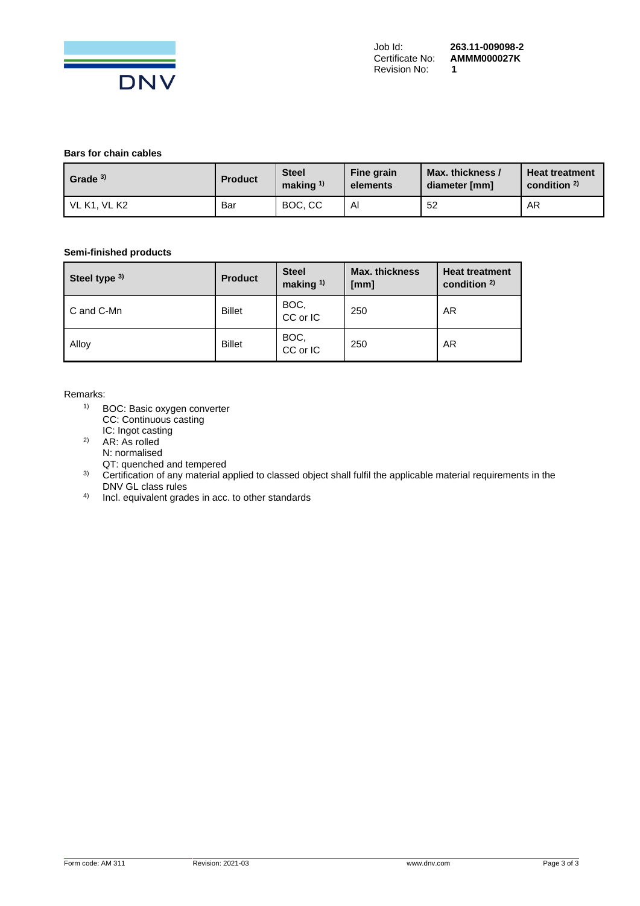Job Id: **263.11-009098-2**
Certificate No: **AMMM000027K**
Revision No: **1**

**Bars for chain cables**

| Grade [3] | Product | Steel making [1] | Fine grain elements | Max. thickness / diameter [mm] | Heat treatment condition [2] |
|---|---|---|---|---|---|
| VL K1, VL K2 | Bar | BOC, CC | Al | 52 | AR |

**Semi-finished products**

| Steel type [3] | Product | Steel making [1] | Max. thickness [mm] | Heat treatment condition [2] |
|---|---|---|---|---|
| C and C-Mn | Billet | BOC, CC or IC | 250 | AR |
| Alloy | Billet | BOC, CC or IC | 250 | AR |

Remarks:

1) BOC: Basic oxygen converter
   CC: Continuous casting
   IC: Ingot casting
2) AR: As rolled
   N: normalised
   QT: quenched and tempered
3) Certification of any material applied to classed object shall fulfil the applicable material requirements in the DNV GL class rules
4) Incl. equivalent grades in acc. to other standards